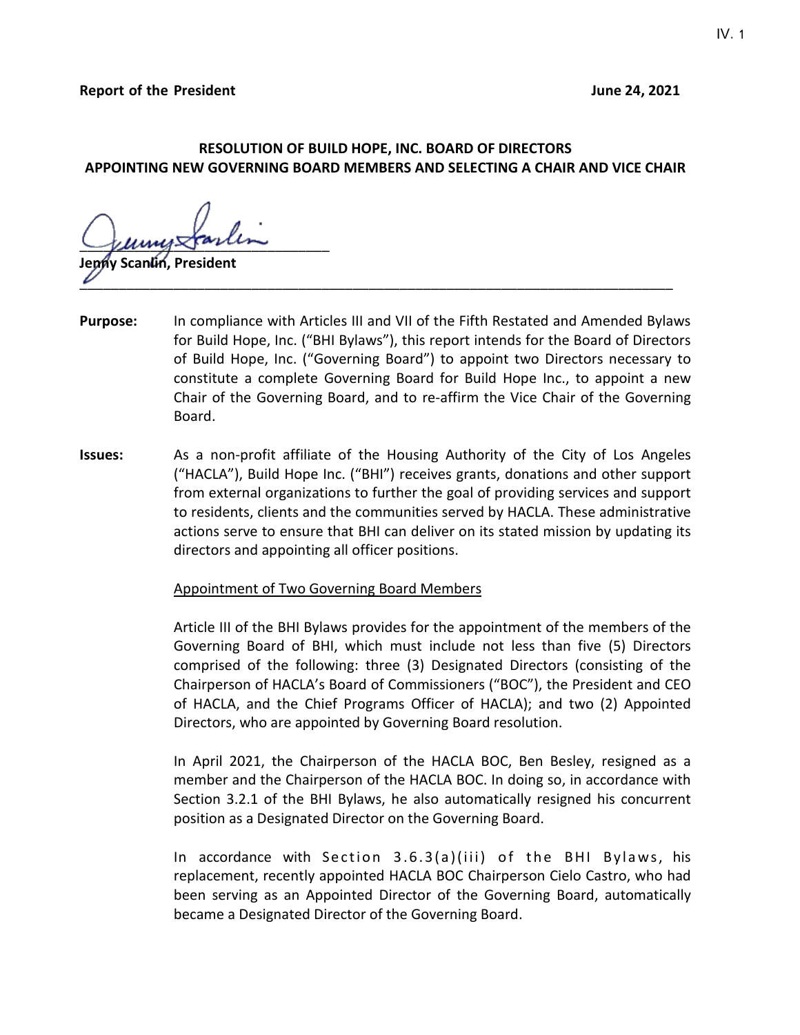**Report of the President** **June 24, 2021**

**RESOLUTION OF BUILD HOPE, INC. BOARD OF DIRECTORS**
**APPOINTING NEW GOVERNING BOARD MEMBERS AND SELECTING A CHAIR AND VICE CHAIR**

**Jenny Scanlin, President**

---

**Purpose:** In compliance with Articles III and VII of the Fifth Restated and Amended Bylaws for Build Hope, Inc. ("BHI Bylaws"), this report intends for the Board of Directors of Build Hope, Inc. ("Governing Board") to appoint two Directors necessary to constitute a complete Governing Board for Build Hope Inc., to appoint a new Chair of the Governing Board, and to re-affirm the Vice Chair of the Governing Board.

**Issues:** As a non-profit affiliate of the Housing Authority of the City of Los Angeles ("HACLA"), Build Hope Inc. ("BHI") receives grants, donations and other support from external organizations to further the goal of providing services and support to residents, clients and the communities served by HACLA. These administrative actions serve to ensure that BHI can deliver on its stated mission by updating its directors and appointing all officer positions.

Appointment of Two Governing Board Members

Article III of the BHI Bylaws provides for the appointment of the members of the Governing Board of BHI, which must include not less than five (5) Directors comprised of the following: three (3) Designated Directors (consisting of the Chairperson of HACLA's Board of Commissioners ("BOC"), the President and CEO of HACLA, and the Chief Programs Officer of HACLA); and two (2) Appointed Directors, who are appointed by Governing Board resolution.

In April 2021, the Chairperson of the HACLA BOC, Ben Besley, resigned as a member and the Chairperson of the HACLA BOC. In doing so, in accordance with Section 3.2.1 of the BHI Bylaws, he also automatically resigned his concurrent position as a Designated Director on the Governing Board.

In accordance with Section 3.6.3(a)(iii) of the BHI Bylaws, his replacement, recently appointed HACLA BOC Chairperson Cielo Castro, who had been serving as an Appointed Director of the Governing Board, automatically became a Designated Director of the Governing Board.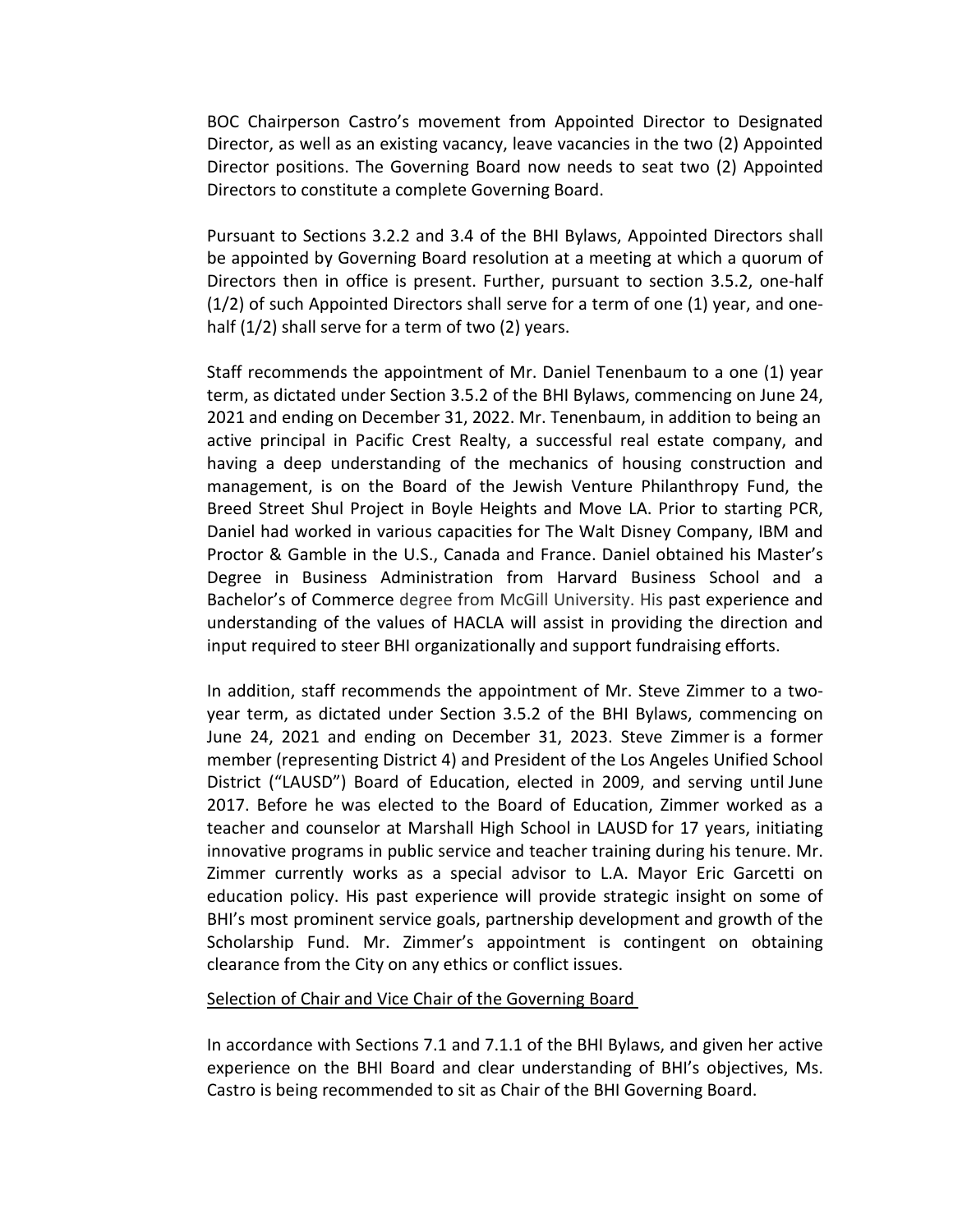BOC Chairperson Castro's movement from Appointed Director to Designated Director, as well as an existing vacancy, leave vacancies in the two (2) Appointed Director positions. The Governing Board now needs to seat two (2) Appointed Directors to constitute a complete Governing Board.

Pursuant to Sections 3.2.2 and 3.4 of the BHI Bylaws, Appointed Directors shall be appointed by Governing Board resolution at a meeting at which a quorum of Directors then in office is present. Further, pursuant to section 3.5.2, one-half (1/2) of such Appointed Directors shall serve for a term of one (1) year, and one-half (1/2) shall serve for a term of two (2) years.

Staff recommends the appointment of Mr. Daniel Tenenbaum to a one (1) year term, as dictated under Section 3.5.2 of the BHI Bylaws, commencing on June 24, 2021 and ending on December 31, 2022. Mr. Tenenbaum, in addition to being an active principal in Pacific Crest Realty, a successful real estate company, and having a deep understanding of the mechanics of housing construction and management, is on the Board of the Jewish Venture Philanthropy Fund, the Breed Street Shul Project in Boyle Heights and Move LA. Prior to starting PCR, Daniel had worked in various capacities for The Walt Disney Company, IBM and Proctor & Gamble in the U.S., Canada and France. Daniel obtained his Master's Degree in Business Administration from Harvard Business School and a Bachelor's of Commerce degree from McGill University. His past experience and understanding of the values of HACLA will assist in providing the direction and input required to steer BHI organizationally and support fundraising efforts.

In addition, staff recommends the appointment of Mr. Steve Zimmer to a two-year term, as dictated under Section 3.5.2 of the BHI Bylaws, commencing on June 24, 2021 and ending on December 31, 2023. Steve Zimmer is a former member (representing District 4) and President of the Los Angeles Unified School District ("LAUSD") Board of Education, elected in 2009, and serving until June 2017. Before he was elected to the Board of Education, Zimmer worked as a teacher and counselor at Marshall High School in LAUSD for 17 years, initiating innovative programs in public service and teacher training during his tenure. Mr. Zimmer currently works as a special advisor to L.A. Mayor Eric Garcetti on education policy. His past experience will provide strategic insight on some of BHI's most prominent service goals, partnership development and growth of the Scholarship Fund. Mr. Zimmer's appointment is contingent on obtaining clearance from the City on any ethics or conflict issues.

<u>Selection of Chair and Vice Chair of the Governing Board</u>

In accordance with Sections 7.1 and 7.1.1 of the BHI Bylaws, and given her active experience on the BHI Board and clear understanding of BHI's objectives, Ms. Castro is being recommended to sit as Chair of the BHI Governing Board.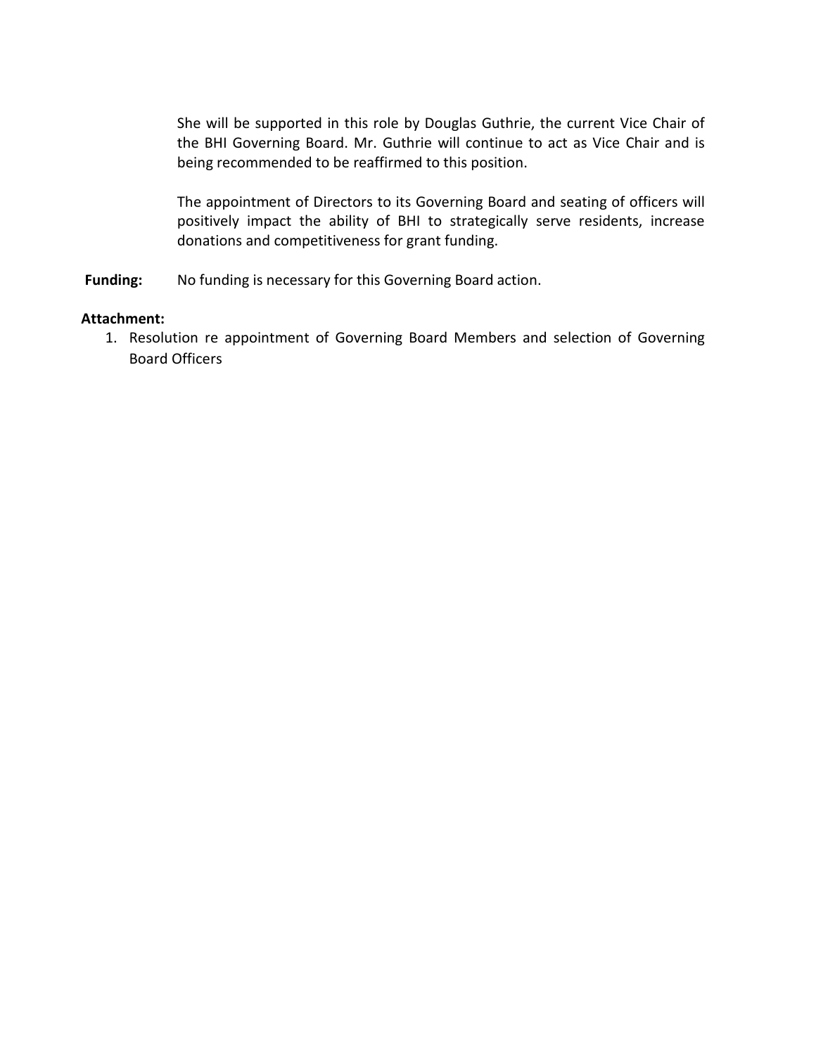She will be supported in this role by Douglas Guthrie, the current Vice Chair of the BHI Governing Board. Mr. Guthrie will continue to act as Vice Chair and is being recommended to be reaffirmed to this position.

The appointment of Directors to its Governing Board and seating of officers will positively impact the ability of BHI to strategically serve residents, increase donations and competitiveness for grant funding.

**Funding:** No funding is necessary for this Governing Board action.

**Attachment:**

1. Resolution re appointment of Governing Board Members and selection of Governing Board Officers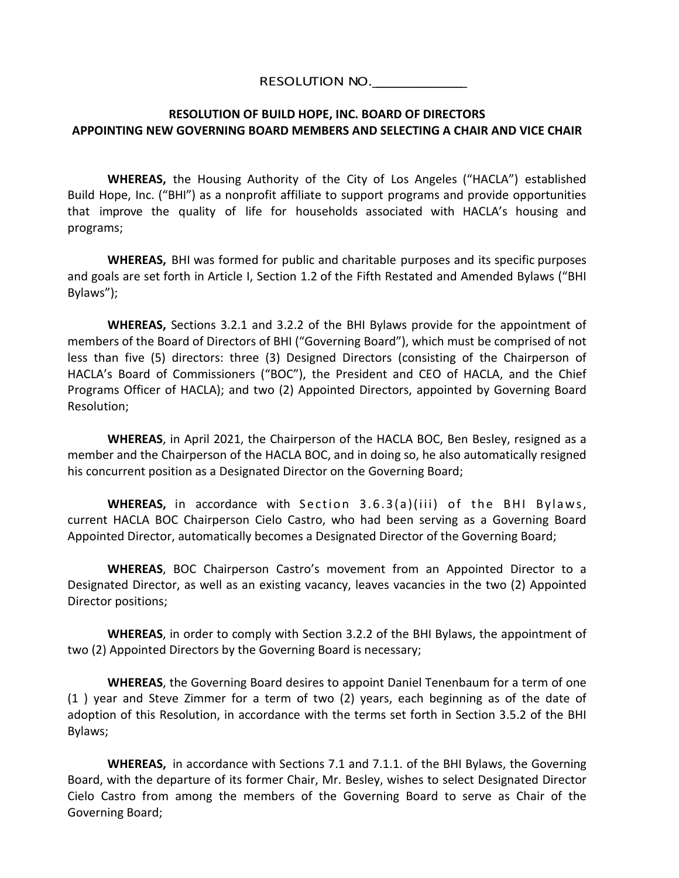RESOLUTION NO.____________

**RESOLUTION OF BUILD HOPE, INC. BOARD OF DIRECTORS APPOINTING NEW GOVERNING BOARD MEMBERS AND SELECTING A CHAIR AND VICE CHAIR**

**WHEREAS,** the Housing Authority of the City of Los Angeles ("HACLA") established Build Hope, Inc. ("BHI") as a nonprofit affiliate to support programs and provide opportunities that improve the quality of life for households associated with HACLA's housing and programs;

**WHEREAS,** BHI was formed for public and charitable purposes and its specific purposes and goals are set forth in Article I, Section 1.2 of the Fifth Restated and Amended Bylaws ("BHI Bylaws");

**WHEREAS,** Sections 3.2.1 and 3.2.2 of the BHI Bylaws provide for the appointment of members of the Board of Directors of BHI ("Governing Board"), which must be comprised of not less than five (5) directors: three (3) Designed Directors (consisting of the Chairperson of HACLA's Board of Commissioners ("BOC"), the President and CEO of HACLA, and the Chief Programs Officer of HACLA); and two (2) Appointed Directors, appointed by Governing Board Resolution;

**WHEREAS**, in April 2021, the Chairperson of the HACLA BOC, Ben Besley, resigned as a member and the Chairperson of the HACLA BOC, and in doing so, he also automatically resigned his concurrent position as a Designated Director on the Governing Board;

**WHEREAS,** in accordance with Section 3.6.3(a)(iii) of the BHI Bylaws, current HACLA BOC Chairperson Cielo Castro, who had been serving as a Governing Board Appointed Director, automatically becomes a Designated Director of the Governing Board;

**WHEREAS**, BOC Chairperson Castro's movement from an Appointed Director to a Designated Director, as well as an existing vacancy, leaves vacancies in the two (2) Appointed Director positions;

**WHEREAS**, in order to comply with Section 3.2.2 of the BHI Bylaws, the appointment of two (2) Appointed Directors by the Governing Board is necessary;

**WHEREAS**, the Governing Board desires to appoint Daniel Tenenbaum for a term of one (1 ) year and Steve Zimmer for a term of two (2) years, each beginning as of the date of adoption of this Resolution, in accordance with the terms set forth in Section 3.5.2 of the BHI Bylaws;

**WHEREAS,** in accordance with Sections 7.1 and 7.1.1. of the BHI Bylaws, the Governing Board, with the departure of its former Chair, Mr. Besley, wishes to select Designated Director Cielo Castro from among the members of the Governing Board to serve as Chair of the Governing Board;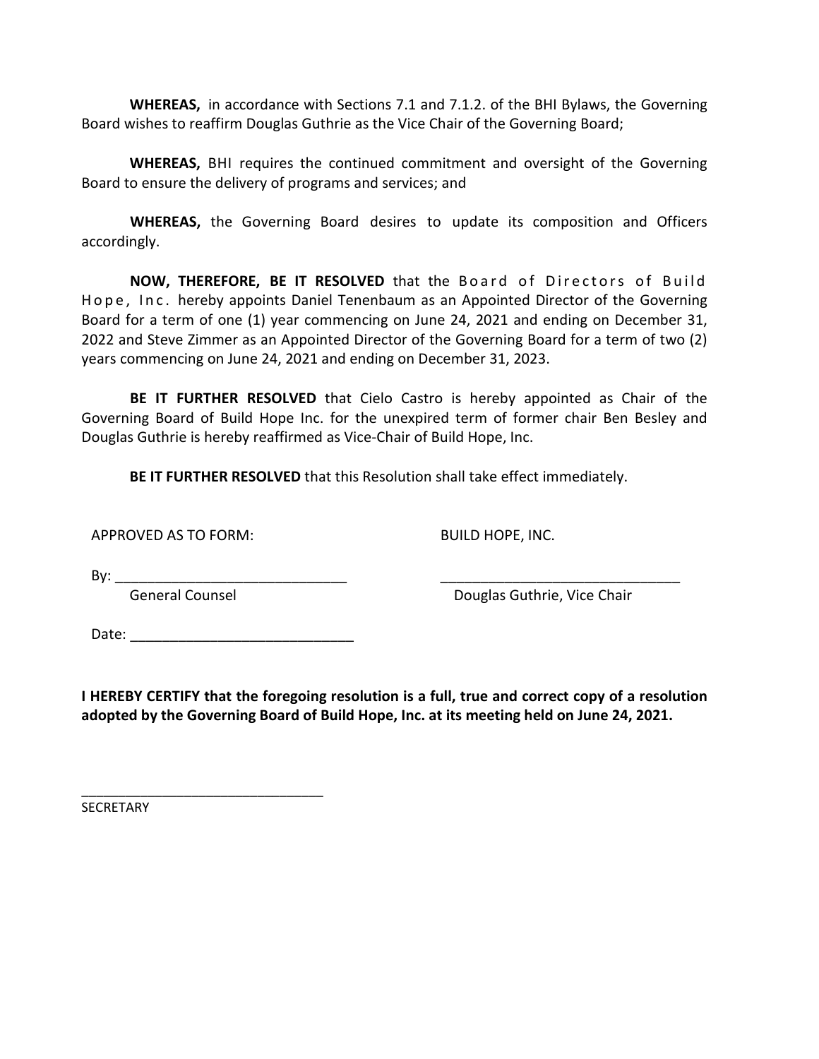**WHEREAS,** in accordance with Sections 7.1 and 7.1.2. of the BHI Bylaws, the Governing Board wishes to reaffirm Douglas Guthrie as the Vice Chair of the Governing Board;

**WHEREAS,** BHI requires the continued commitment and oversight of the Governing Board to ensure the delivery of programs and services; and

**WHEREAS,** the Governing Board desires to update its composition and Officers accordingly.

**NOW, THEREFORE, BE IT RESOLVED** that the Board of Directors of Build Hope, Inc. hereby appoints Daniel Tenenbaum as an Appointed Director of the Governing Board for a term of one (1) year commencing on June 24, 2021 and ending on December 31, 2022 and Steve Zimmer as an Appointed Director of the Governing Board for a term of two (2) years commencing on June 24, 2021 and ending on December 31, 2023.

**BE IT FURTHER RESOLVED** that Cielo Castro is hereby appointed as Chair of the Governing Board of Build Hope Inc. for the unexpired term of former chair Ben Besley and Douglas Guthrie is hereby reaffirmed as Vice-Chair of Build Hope, Inc.

**BE IT FURTHER RESOLVED** that this Resolution shall take effect immediately.

APPROVED AS TO FORM:

By: ______________________________
General Counsel

Date: ____________________________

BUILD HOPE, INC.

______________________________
Douglas Guthrie, Vice Chair

**I HEREBY CERTIFY that the foregoing resolution is a full, true and correct copy of a resolution adopted by the Governing Board of Build Hope, Inc. at its meeting held on June 24, 2021.**

______________________________
SECRETARY